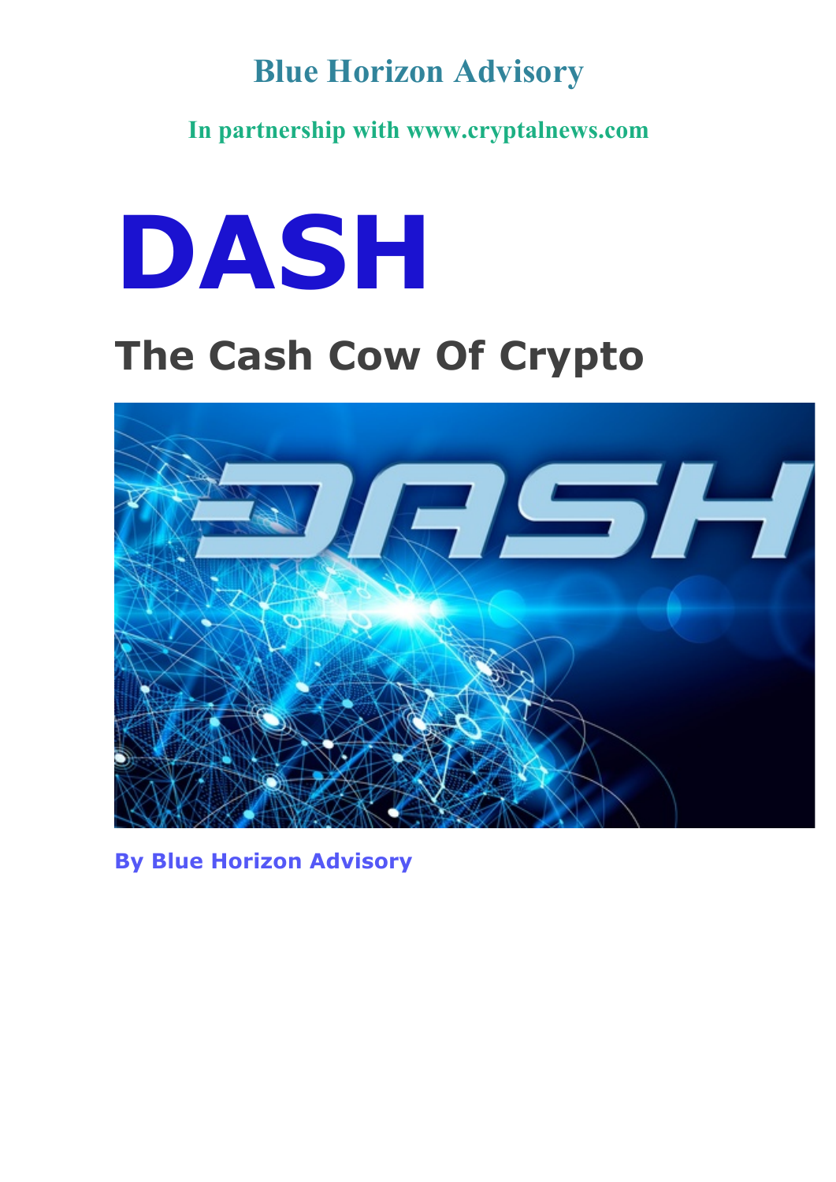**Blue Horizon Advisory**

**In partnership with www.cryptalnews.com**

# DASH

## The Cash Cow Of Crypto

**By Blue Horizon Advisory**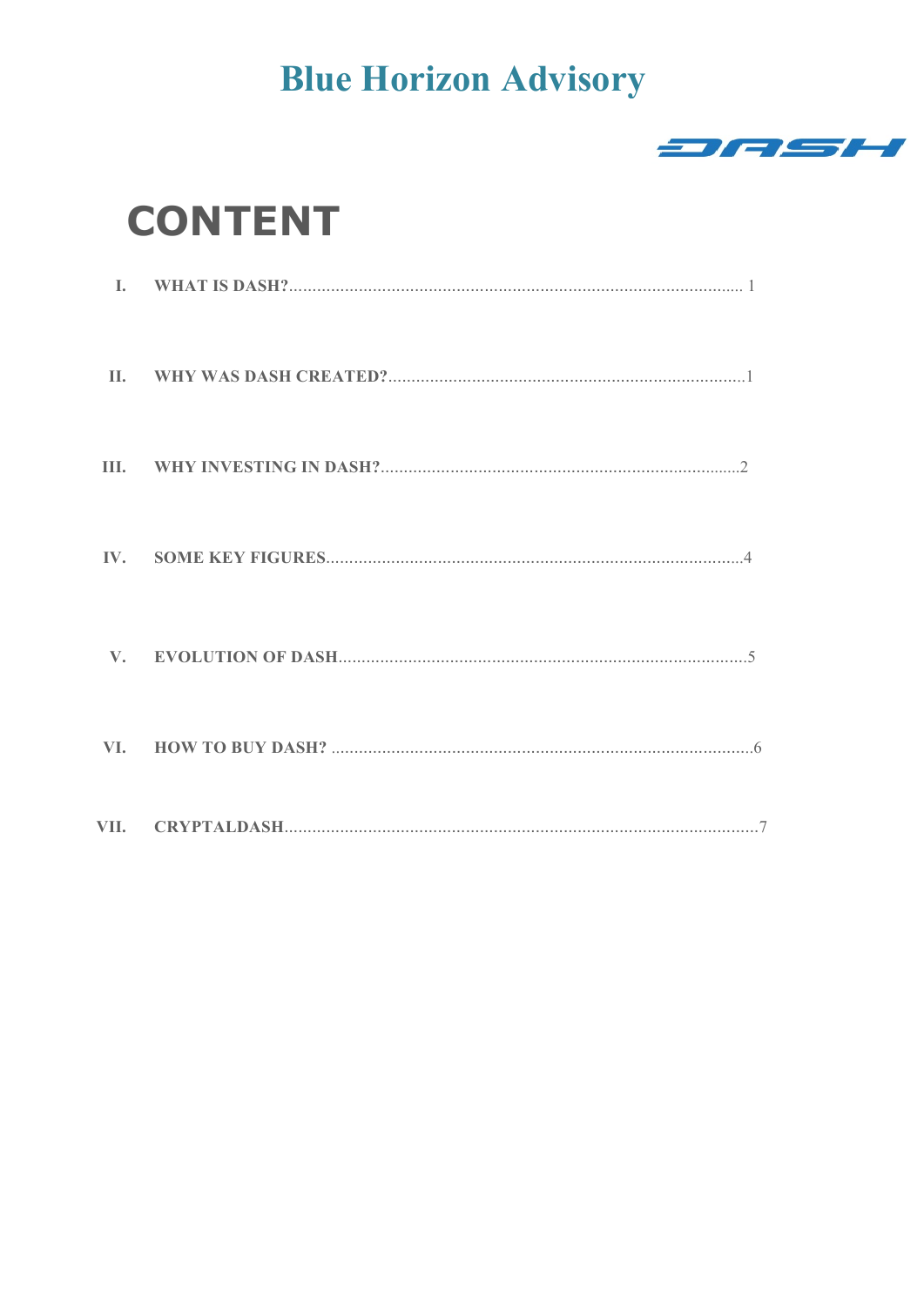# Blue Horizon Advisory

DASH

## CONTENT

| | | |
|---|---|---|
| I. | WHAT IS DASH? | 1 |
| II. | WHY WAS DASH CREATED? | 1 |
| III. | WHY INVESTING IN DASH? | 2 |
| IV. | SOME KEY FIGURES | 4 |
| V. | EVOLUTION OF DASH | 5 |
| VI. | HOW TO BUY DASH? | 6 |
| VII. | CRYPTALDASH | 7 |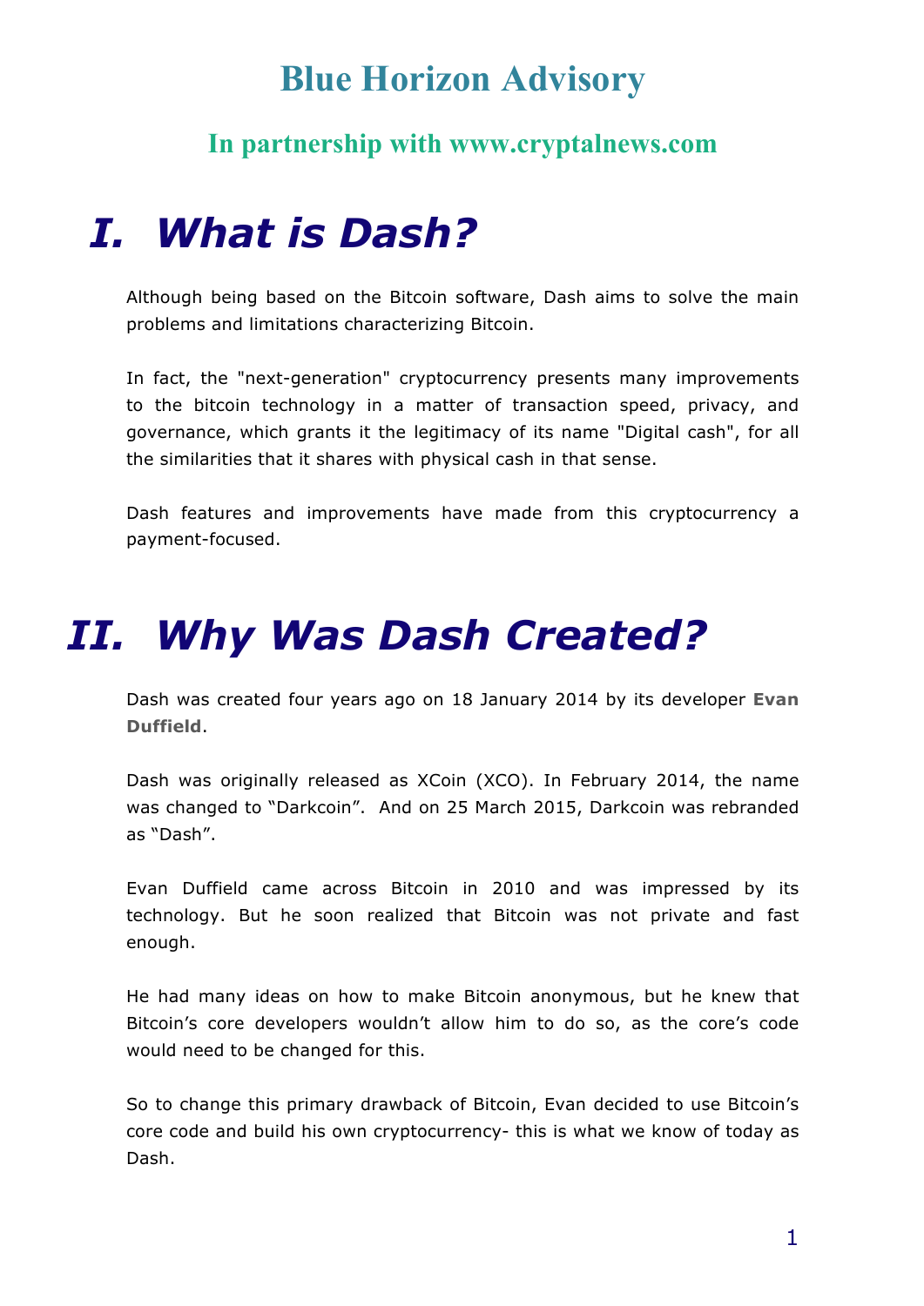# Blue Horizon Advisory

### In partnership with www.cryptalnews.com

# *I. What is Dash?*

Although being based on the Bitcoin software, Dash aims to solve the main problems and limitations characterizing Bitcoin.

In fact, the "next-generation" cryptocurrency presents many improvements to the bitcoin technology in a matter of transaction speed, privacy, and governance, which grants it the legitimacy of its name "Digital cash", for all the similarities that it shares with physical cash in that sense.

Dash features and improvements have made from this cryptocurrency a payment-focused.

# *II. Why Was Dash Created?*

Dash was created four years ago on 18 January 2014 by its developer **Evan Duffield**.

Dash was originally released as XCoin (XCO). In February 2014, the name was changed to "Darkcoin". And on 25 March 2015, Darkcoin was rebranded as "Dash".

Evan Duffield came across Bitcoin in 2010 and was impressed by its technology. But he soon realized that Bitcoin was not private and fast enough.

He had many ideas on how to make Bitcoin anonymous, but he knew that Bitcoin's core developers wouldn't allow him to do so, as the core's code would need to be changed for this.

So to change this primary drawback of Bitcoin, Evan decided to use Bitcoin's core code and build his own cryptocurrency- this is what we know of today as Dash.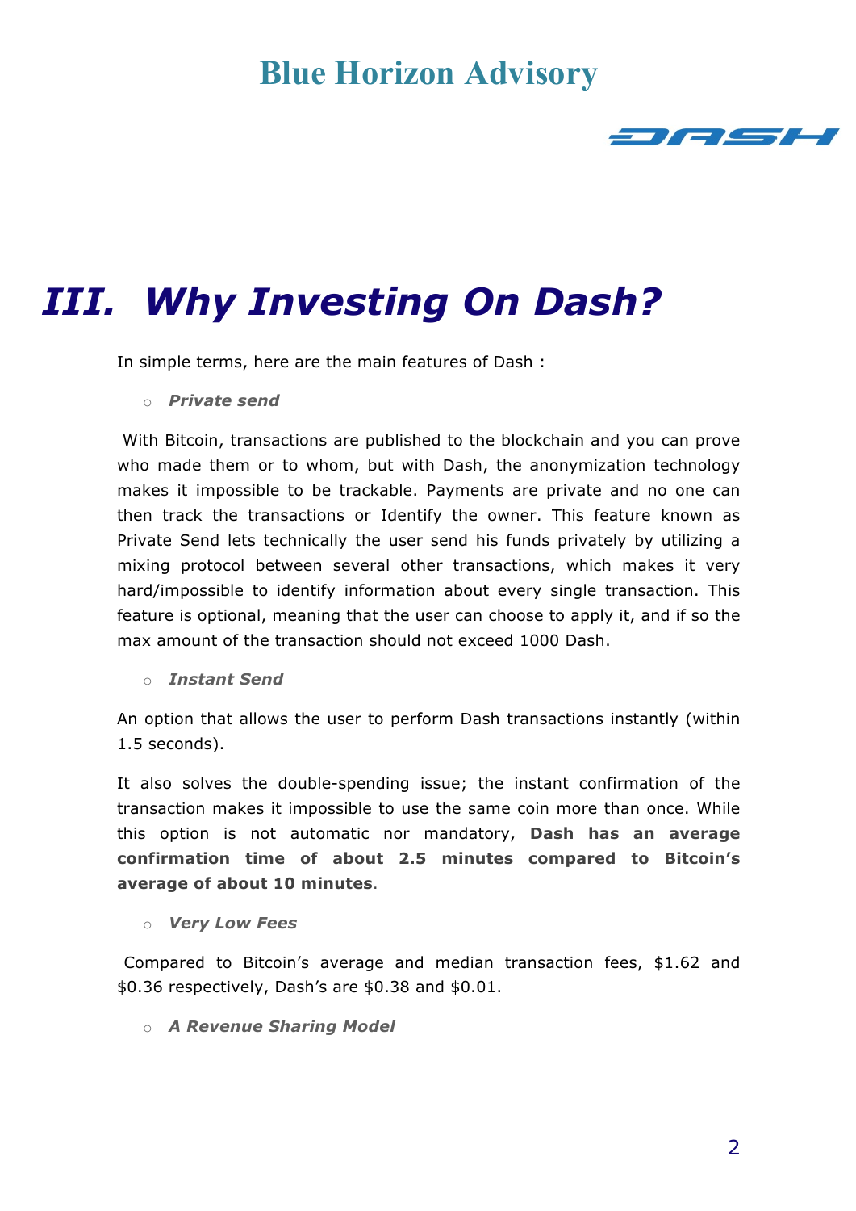# III. *Why Investing On Dash?*

In simple terms, here are the main features of Dash :

- ***Private send***

With Bitcoin, transactions are published to the blockchain and you can prove who made them or to whom, but with Dash, the anonymization technology makes it impossible to be trackable. Payments are private and no one can then track the transactions or Identify the owner. This feature known as Private Send lets technically the user send his funds privately by utilizing a mixing protocol between several other transactions, which makes it very hard/impossible to identify information about every single transaction. This feature is optional, meaning that the user can choose to apply it, and if so the max amount of the transaction should not exceed 1000 Dash.

- ***Instant Send***

An option that allows the user to perform Dash transactions instantly (within 1.5 seconds).

It also solves the double-spending issue; the instant confirmation of the transaction makes it impossible to use the same coin more than once. While this option is not automatic nor mandatory, **Dash has an average confirmation time of about 2.5 minutes compared to Bitcoin's average of about 10 minutes**.

- ***Very Low Fees***

Compared to Bitcoin's average and median transaction fees, $1.62 and $0.36 respectively, Dash's are $0.38 and $0.01.

- ***A Revenue Sharing Model***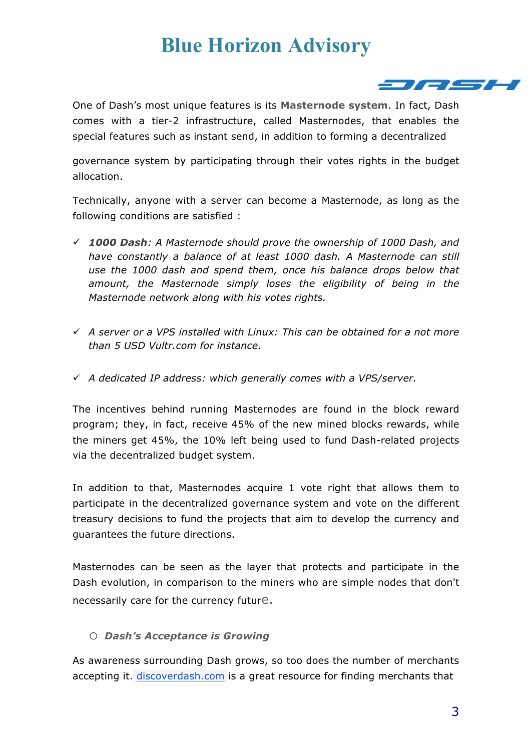One of Dash's most unique features is its **Masternode system**. In fact, Dash comes with a tier-2 infrastructure, called Masternodes, that enables the special features such as instant send, in addition to forming a decentralized governance system by participating through their votes rights in the budget allocation.

Technically, anyone with a server can become a Masternode, as long as the following conditions are satisfied :

- ✓ ***1000 Dash****: A Masternode should prove the ownership of 1000 Dash, and have constantly a balance of at least 1000 dash. A Masternode can still use the 1000 dash and spend them, once his balance drops below that amount, the Masternode simply loses the eligibility of being in the Masternode network along with his votes rights.*

- ✓ *A server or a VPS installed with Linux: This can be obtained for a not more than 5 USD Vultr.com for instance.*

- ✓ *A dedicated IP address: which generally comes with a VPS/server.*

The incentives behind running Masternodes are found in the block reward program; they, in fact, receive 45% of the new mined blocks rewards, while the miners get 45%, the 10% left being used to fund Dash-related projects via the decentralized budget system.

In addition to that, Masternodes acquire 1 vote right that allows them to participate in the decentralized governance system and vote on the different treasury decisions to fund the projects that aim to develop the currency and guarantees the future directions.

Masternodes can be seen as the layer that protects and participate in the Dash evolution, in comparison to the miners who are simple nodes that don't necessarily care for the currency future.

- ***Dash's Acceptance is Growing***

As awareness surrounding Dash grows, so too does the number of merchants accepting it. discoverdash.com is a great resource for finding merchants that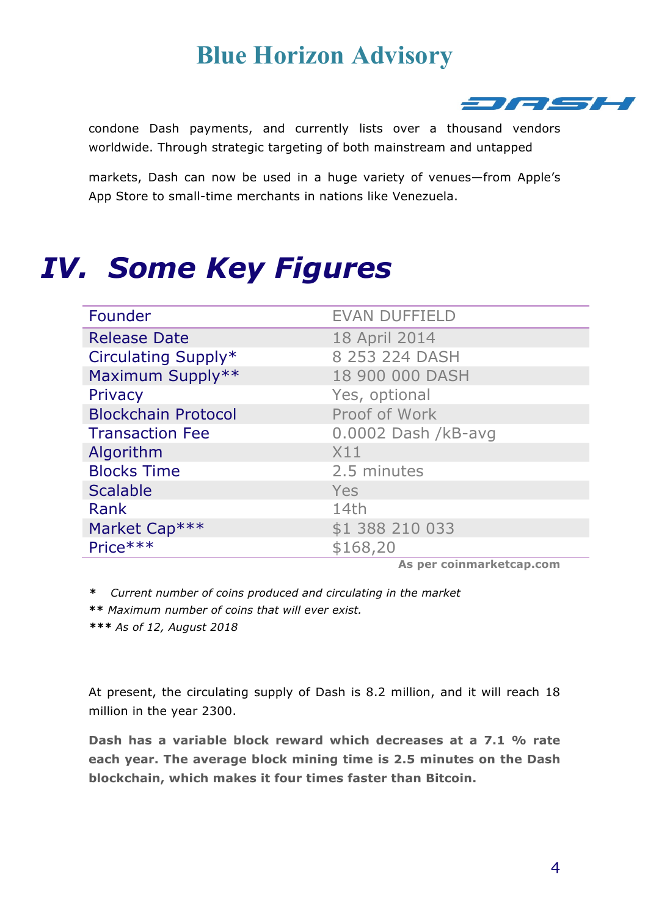condone Dash payments, and currently lists over a thousand vendors worldwide. Through strategic targeting of both mainstream and untapped markets, Dash can now be used in a huge variety of venues—from Apple's App Store to small-time merchants in nations like Venezuela.

# *IV. Some Key Figures*

| Founder | EVAN DUFFIELD |
|---|---|
| Release Date | 18 April 2014 |
| Circulating Supply* | 8 253 224 DASH |
| Maximum Supply** | 18 900 000 DASH |
| Privacy | Yes, optional |
| Blockchain Protocol | Proof of Work |
| Transaction Fee | 0.0002 Dash /kB-avg |
| Algorithm | X11 |
| Blocks Time | 2.5 minutes |
| Scalable | Yes |
| Rank | 14th |
| Market Cap*** | $1 388 210 033 |
| Price*** | $168,20 |

**As per coinmarketcap.com**

**\*** *Current number of coins produced and circulating in the market*

**\*\*** *Maximum number of coins that will ever exist.*

**\*\*\*** *As of 12, August 2018*

At present, the circulating supply of Dash is 8.2 million, and it will reach 18 million in the year 2300.

**Dash has a variable block reward which decreases at a 7.1 % rate each year. The average block mining time is 2.5 minutes on the Dash blockchain, which makes it four times faster than Bitcoin.**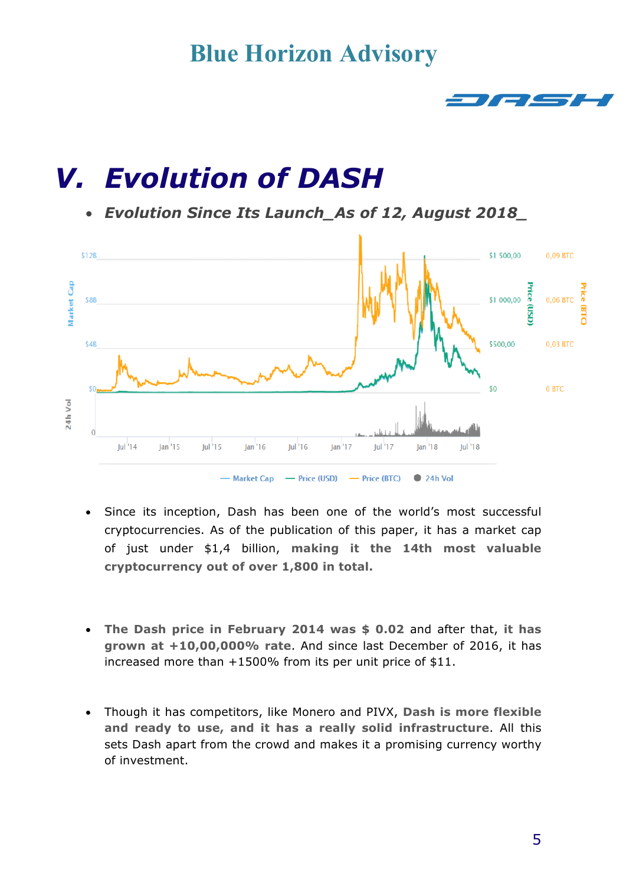# V. Evolution of DASH

- ***Evolution Since Its Launch_As of 12, August 2018_***

- Since its inception, Dash has been one of the world's most successful cryptocurrencies. As of the publication of this paper, it has a market cap of just under $1,4 billion, **making it the 14th most valuable cryptocurrency out of over 1,800 in total.**

- **The Dash price in February 2014 was $ 0.02** and after that, **it has grown at +10,00,000% rate**. And since last December of 2016, it has increased more than +1500% from its per unit price of $11.

- Though it has competitors, like Monero and PIVX, **Dash is more flexible and ready to use, and it has a really solid infrastructure**. All this sets Dash apart from the crowd and makes it a promising currency worthy of investment.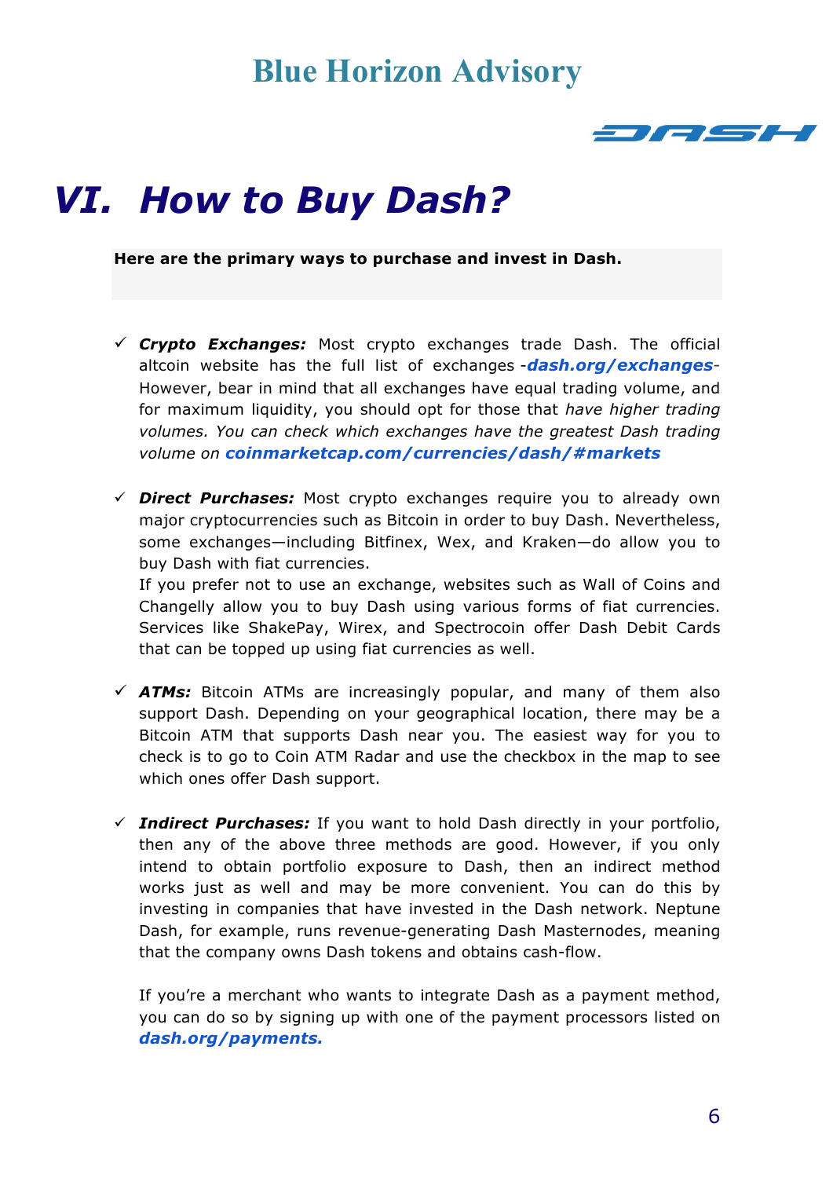# VI. How to Buy Dash?

**Here are the primary ways to purchase and invest in Dash.**

- ✓ ***Crypto Exchanges:*** Most crypto exchanges trade Dash. The official altcoin website has the full list of exchanges -***dash.org/exchanges***- However, bear in mind that all exchanges have equal trading volume, and for maximum liquidity, you should opt for those that *have higher trading volumes. You can check which exchanges have the greatest Dash trading volume on* ***coinmarketcap.com/currencies/dash/#markets***

- ✓ ***Direct Purchases:*** Most crypto exchanges require you to already own major cryptocurrencies such as Bitcoin in order to buy Dash. Nevertheless, some exchanges—including Bitfinex, Wex, and Kraken—do allow you to buy Dash with fiat currencies.
  If you prefer not to use an exchange, websites such as Wall of Coins and Changelly allow you to buy Dash using various forms of fiat currencies. Services like ShakePay, Wirex, and Spectrocoin offer Dash Debit Cards that can be topped up using fiat currencies as well.

- ✓ ***ATMs:*** Bitcoin ATMs are increasingly popular, and many of them also support Dash. Depending on your geographical location, there may be a Bitcoin ATM that supports Dash near you. The easiest way for you to check is to go to Coin ATM Radar and use the checkbox in the map to see which ones offer Dash support.

- ✓ ***Indirect Purchases:*** If you want to hold Dash directly in your portfolio, then any of the above three methods are good. However, if you only intend to obtain portfolio exposure to Dash, then an indirect method works just as well and may be more convenient. You can do this by investing in companies that have invested in the Dash network. Neptune Dash, for example, runs revenue-generating Dash Masternodes, meaning that the company owns Dash tokens and obtains cash-flow.

  If you're a merchant who wants to integrate Dash as a payment method, you can do so by signing up with one of the payment processors listed on ***dash.org/payments.***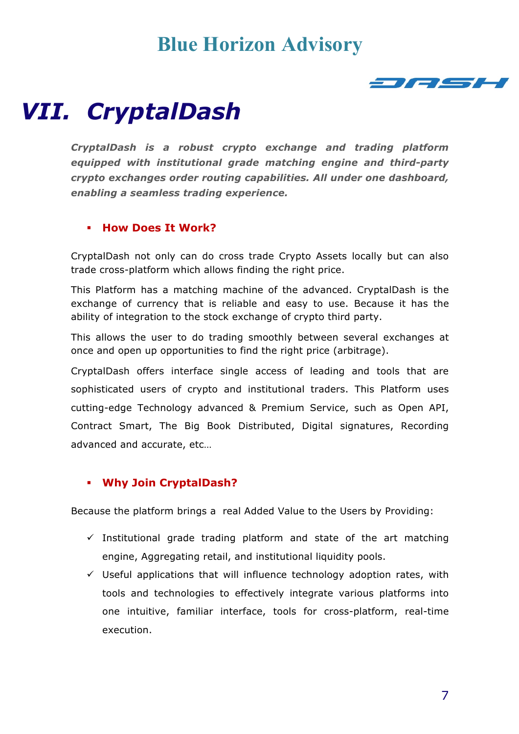# VII. CryptalDash

***CryptalDash is a robust crypto exchange and trading platform equipped with institutional grade matching engine and third-party crypto exchanges order routing capabilities. All under one dashboard, enabling a seamless trading experience.***

- **How Does It Work?**

CryptalDash not only can do cross trade Crypto Assets locally but can also trade cross-platform which allows finding the right price.

This Platform has a matching machine of the advanced. CryptalDash is the exchange of currency that is reliable and easy to use. Because it has the ability of integration to the stock exchange of crypto third party.

This allows the user to do trading smoothly between several exchanges at once and open up opportunities to find the right price (arbitrage).

CryptalDash offers interface single access of leading and tools that are sophisticated users of crypto and institutional traders. This Platform uses cutting-edge Technology advanced & Premium Service, such as Open API, Contract Smart, The Big Book Distributed, Digital signatures, Recording advanced and accurate, etc…

- **Why Join CryptalDash?**

Because the platform brings a real Added Value to the Users by Providing:

- ✓ Institutional grade trading platform and state of the art matching engine, Aggregating retail, and institutional liquidity pools.
- ✓ Useful applications that will influence technology adoption rates, with tools and technologies to effectively integrate various platforms into one intuitive, familiar interface, tools for cross-platform, real-time execution.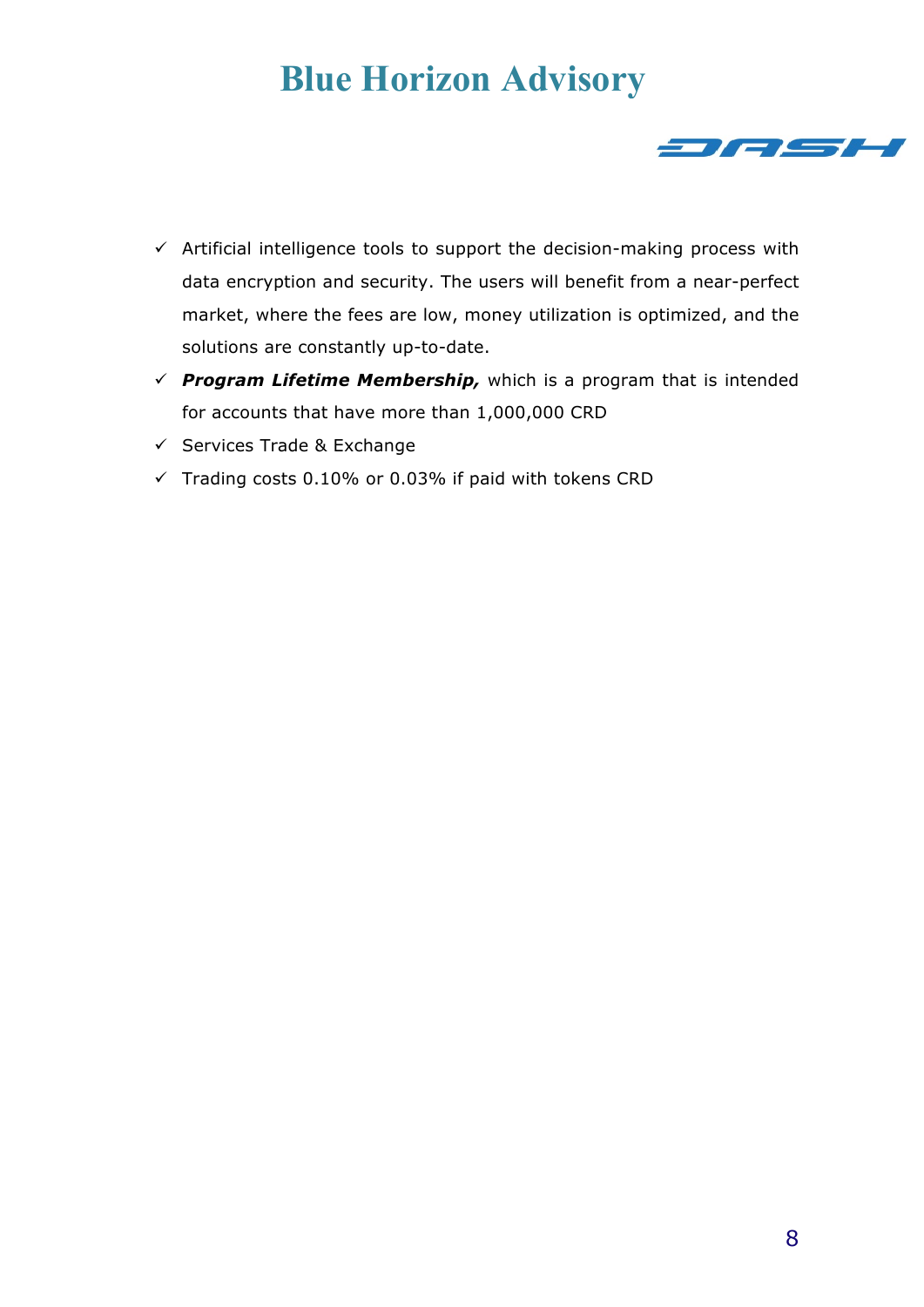- Artificial intelligence tools to support the decision-making process with data encryption and security. The users will benefit from a near-perfect market, where the fees are low, money utilization is optimized, and the solutions are constantly up-to-date.
- ***Program Lifetime Membership,*** which is a program that is intended for accounts that have more than 1,000,000 CRD
- Services Trade & Exchange
- Trading costs 0.10% or 0.03% if paid with tokens CRD